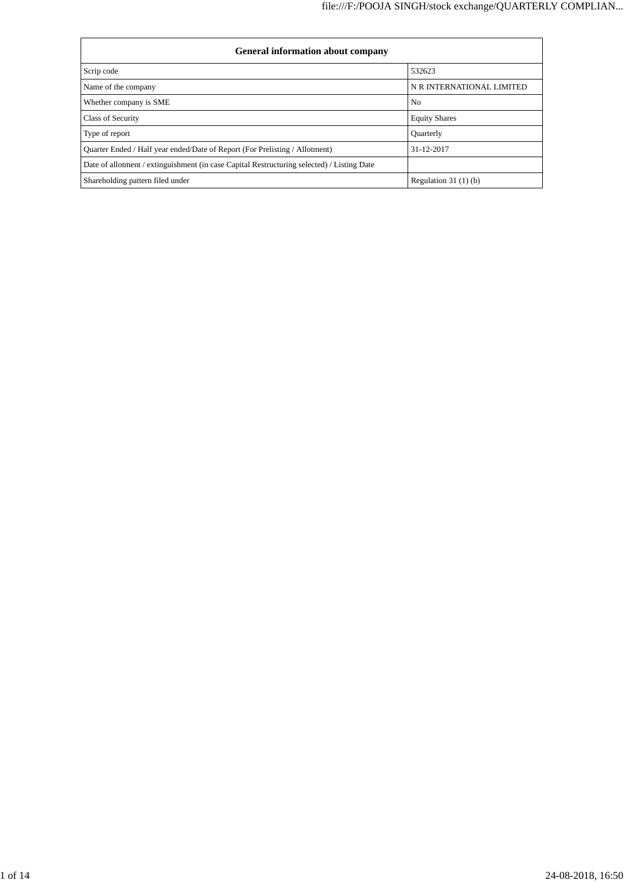| General information about company | |
|---|---|
| Scrip code | 532623 |
| Name of the company | N R INTERNATIONAL LIMITED |
| Whether company is SME | No |
| Class of Security | Equity Shares |
| Type of report | Quarterly |
| Quarter Ended / Half year ended/Date of Report (For Prelisting / Allotment) | 31-12-2017 |
| Date of allotment / extinguishment (in case Capital Restructuring selected) / Listing Date | |
| Shareholding pattern filed under | Regulation 31 (1) (b) |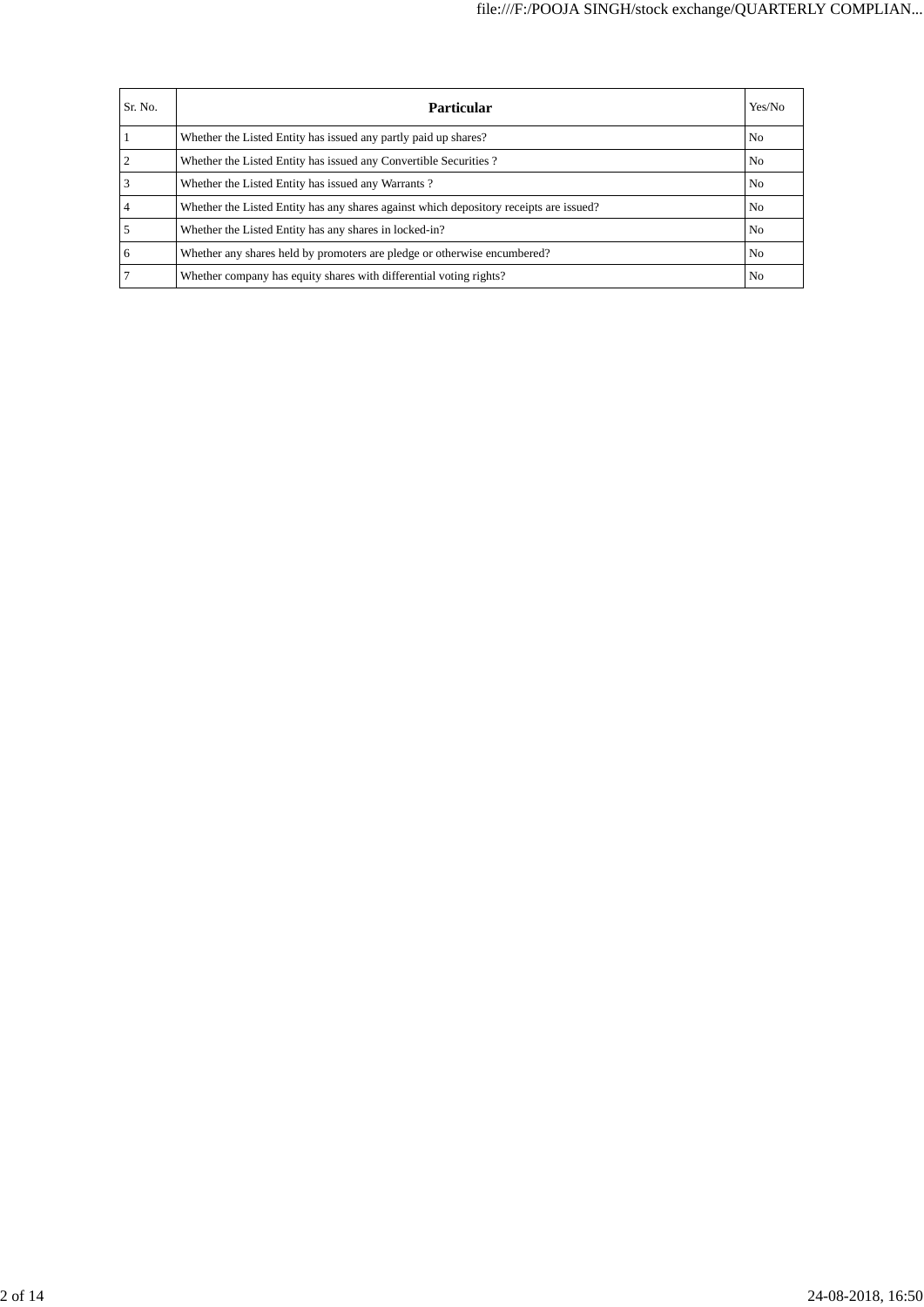| Sr. No. | Particular | Yes/No |
|---|---|---|
| 1 | Whether the Listed Entity has issued any partly paid up shares? | No |
| 2 | Whether the Listed Entity has issued any Convertible Securities ? | No |
| 3 | Whether the Listed Entity has issued any Warrants ? | No |
| 4 | Whether the Listed Entity has any shares against which depository receipts are issued? | No |
| 5 | Whether the Listed Entity has any shares in locked-in? | No |
| 6 | Whether any shares held by promoters are pledge or otherwise encumbered? | No |
| 7 | Whether company has equity shares with differential voting rights? | No |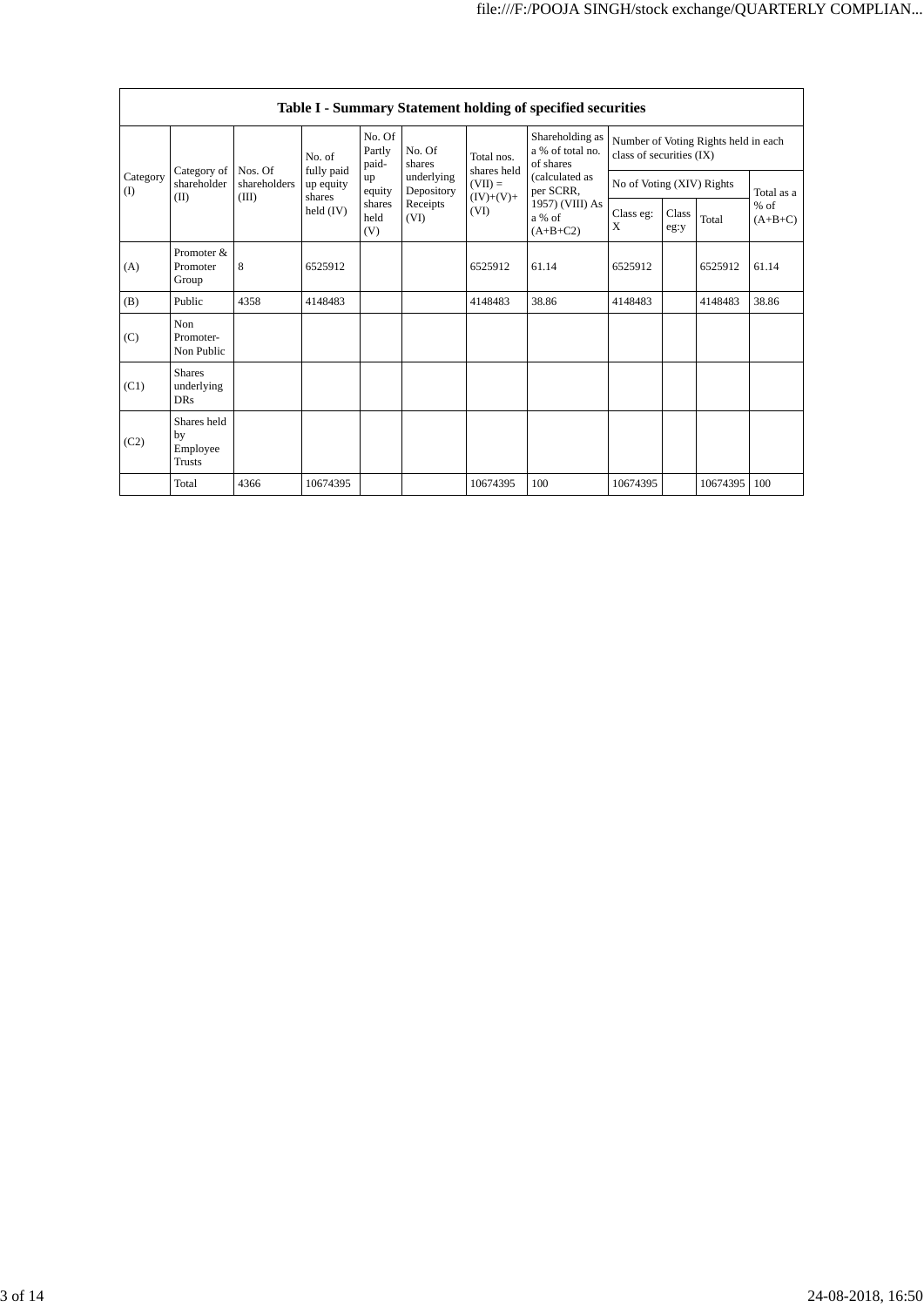| Table I - Summary Statement holding of specified securities | | | | | | | | | | | | |
|---|---|---|---|---|---|---|---|---|---|---|---|---|
| Category (I) | Category of shareholder (II) | Nos. Of shareholders (III) | No. of fully paid up equity shares held (IV) | No. Of Partly paid-up equity shares held (V) | No. Of shares underlying Depository Receipts (VI) | Total nos. shares held (VII) = (IV)+(V)+ (VI) | Shareholding as a % of total no. of shares (calculated as per SCRR, 1957) (VIII) As a % of (A+B+C2) | Number of Voting Rights held in each class of securities (IX) | | | |
| | | | | | | | | No of Voting (XIV) Rights | | | Total as a % of (A+B+C) |
| | | | | | | | | Class eg: X | Class eg:y | Total | |
| (A) | Promoter & Promoter Group | 8 | 6525912 | | | 6525912 | 61.14 | 6525912 | | 6525912 | 61.14 |
| (B) | Public | 4358 | 4148483 | | | 4148483 | 38.86 | 4148483 | | 4148483 | 38.86 |
| (C) | Non Promoter- Non Public | | | | | | | | | | |
| (C1) | Shares underlying DRs | | | | | | | | | | |
| (C2) | Shares held by Employee Trusts | | | | | | | | | | |
| | Total | 4366 | 10674395 | | | 10674395 | 100 | 10674395 | | 10674395 | 100 |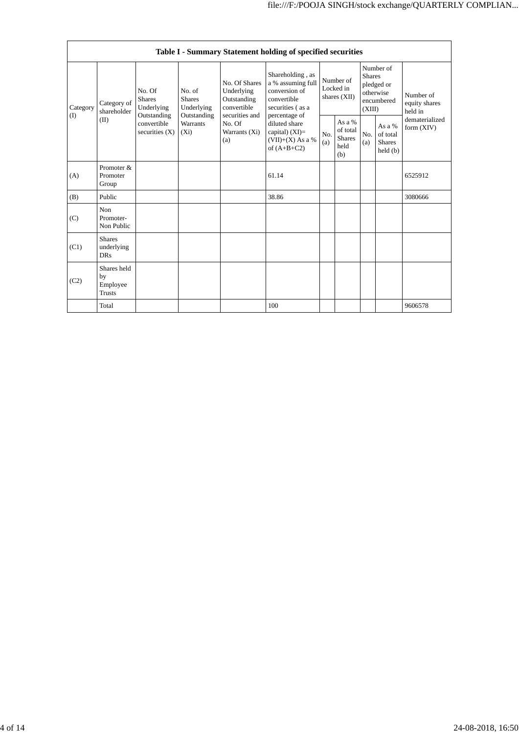| Table I - Summary Statement holding of specified securities | | | | | | | | | | |
|---|---|---|---|---|---|---|---|---|---|---|
| Category (I) | Category of shareholder (II) | No. Of Shares Underlying Outstanding convertible securities (X) | No. of Shares Underlying Outstanding Warrants (Xi) | No. Of Shares Underlying Outstanding convertible securities and No. Of Warrants (Xi) (a) | Shareholding , as a % assuming full conversion of convertible securities ( as a percentage of diluted share capital) (XI)= (VII)+(X) As a % of (A+B+C2) | Number of Locked in shares (XII) | | Number of Shares pledged or otherwise encumbered (XIII) | | Number of equity shares held in dematerialized form (XIV) |
| | | | | | | No. (a) | As a % of total Shares held (b) | No. (a) | As a % of total Shares held (b) | |
| (A) | Promoter & Promoter Group | | | | 61.14 | | | | | 6525912 |
| (B) | Public | | | | 38.86 | | | | | 3080666 |
| (C) | Non Promoter- Non Public | | | | | | | | | |
| (C1) | Shares underlying DRs | | | | | | | | | |
| (C2) | Shares held by Employee Trusts | | | | | | | | | |
| | Total | | | | 100 | | | | | 9606578 |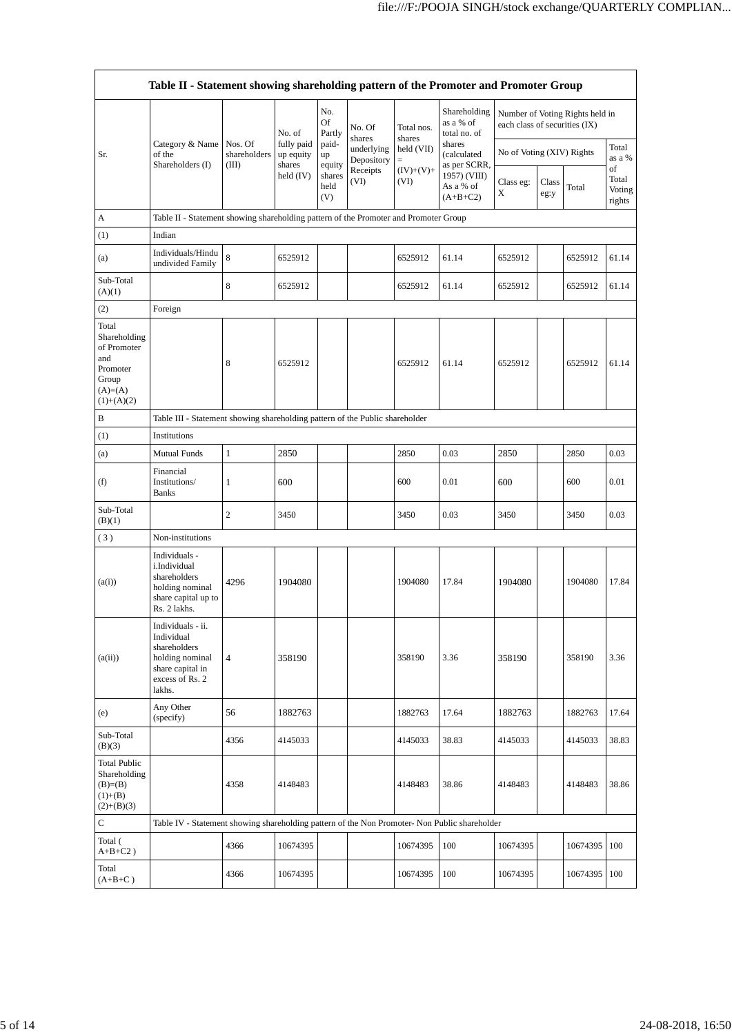| Table II - Statement showing shareholding pattern of the Promoter and Promoter Group | | | | | | | | | | | | |
|---|---|---|---|---|---|---|---|---|---|---|---|---|
| Sr. | Category & Name of the Shareholders (I) | Nos. Of shareholders (III) | No. of fully paid up equity shares held (IV) | No. Of Partly paid-up equity shares held (V) | No. Of shares underlying Depository Receipts (VI) | Total nos. shares held (VII) = (IV)+(V)+ (VI) | Shareholding as a % of total no. of shares (calculated as per SCRR, 1957) (VIII) As a % of (A+B+C2) | Number of Voting Rights held in each class of securities (IX) | | | |
| | | | | | | | | No of Voting (XIV) Rights | | | Total as a % of Total Voting rights |
| | | | | | | | | Class eg: X | Class eg:y | Total | |
| A | Table II - Statement showing shareholding pattern of the Promoter and Promoter Group | | | | | | | | | | |
| (1) | Indian | | | | | | | | | | |
| (a) | Individuals/Hindu undivided Family | 8 | 6525912 | | | 6525912 | 61.14 | 6525912 | | 6525912 | 61.14 |
| Sub-Total (A)(1) | | 8 | 6525912 | | | 6525912 | 61.14 | 6525912 | | 6525912 | 61.14 |
| (2) | Foreign | | | | | | | | | | |
| Total Shareholding of Promoter and Promoter Group (A)=(A)(1)+(A)(2) | | 8 | 6525912 | | | 6525912 | 61.14 | 6525912 | | 6525912 | 61.14 |
| B | Table III - Statement showing shareholding pattern of the Public shareholder | | | | | | | | | | |
| (1) | Institutions | | | | | | | | | | |
| (a) | Mutual Funds | 1 | 2850 | | | 2850 | 0.03 | 2850 | | 2850 | 0.03 |
| (f) | Financial Institutions/ Banks | 1 | 600 | | | 600 | 0.01 | 600 | | 600 | 0.01 |
| Sub-Total (B)(1) | | 2 | 3450 | | | 3450 | 0.03 | 3450 | | 3450 | 0.03 |
| ( 3 ) | Non-institutions | | | | | | | | | | |
| (a(i)) | Individuals - i.Individual shareholders holding nominal share capital up to Rs. 2 lakhs. | 4296 | 1904080 | | | 1904080 | 17.84 | 1904080 | | 1904080 | 17.84 |
| (a(ii)) | Individuals - ii. Individual shareholders holding nominal share capital in excess of Rs. 2 lakhs. | 4 | 358190 | | | 358190 | 3.36 | 358190 | | 358190 | 3.36 |
| (e) | Any Other (specify) | 56 | 1882763 | | | 1882763 | 17.64 | 1882763 | | 1882763 | 17.64 |
| Sub-Total (B)(3) | | 4356 | 4145033 | | | 4145033 | 38.83 | 4145033 | | 4145033 | 38.83 |
| Total Public Shareholding (B)=(B)(1)+(B)(2)+(B)(3) | | 4358 | 4148483 | | | 4148483 | 38.86 | 4148483 | | 4148483 | 38.86 |
| C | Table IV - Statement showing shareholding pattern of the Non Promoter- Non Public shareholder | | | | | | | | | | |
| Total ( A+B+C2 ) | | 4366 | 10674395 | | | 10674395 | 100 | 10674395 | | 10674395 | 100 |
| Total (A+B+C ) | | 4366 | 10674395 | | | 10674395 | 100 | 10674395 | | 10674395 | 100 |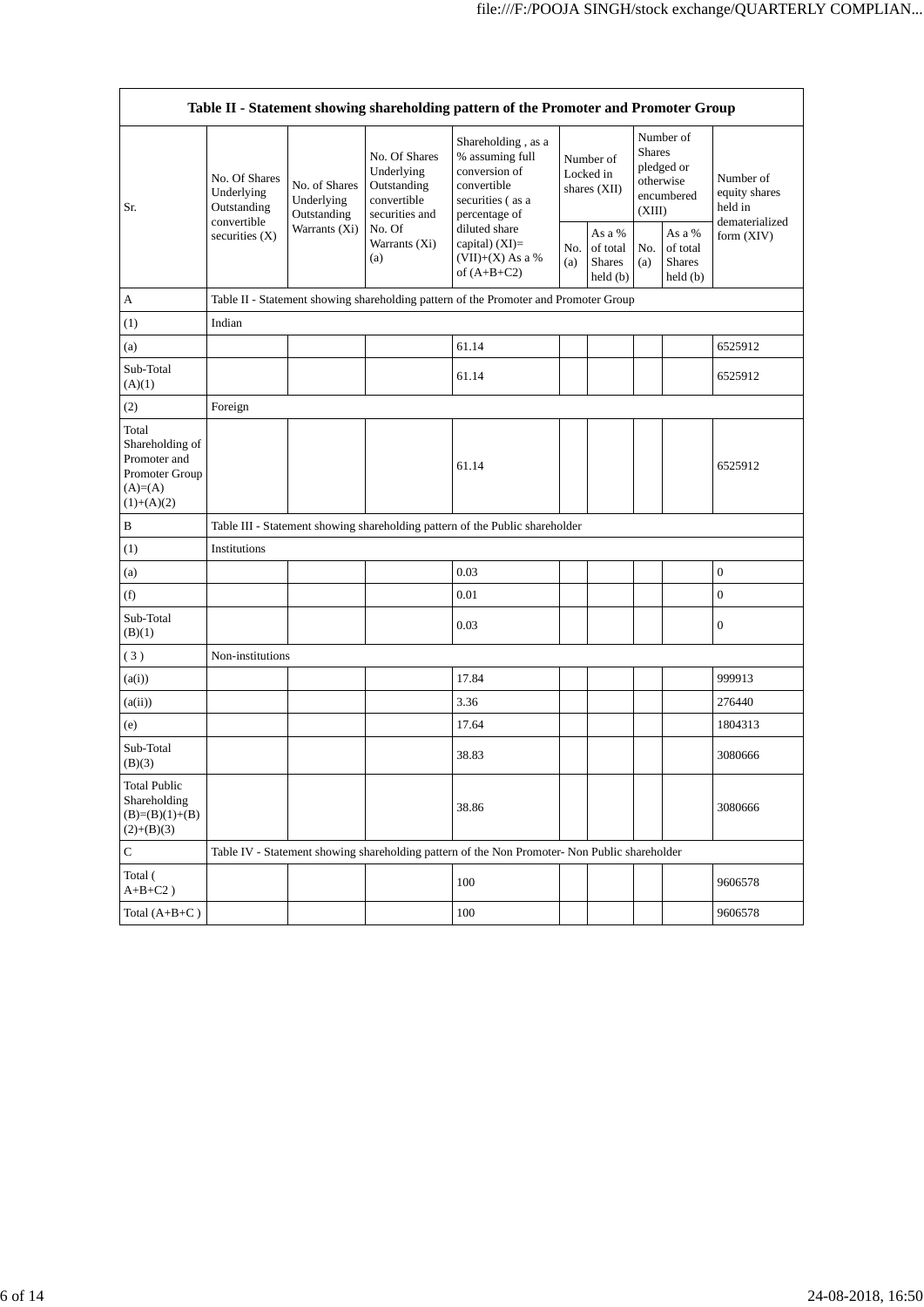| Table II - Statement showing shareholding pattern of the Promoter and Promoter Group | | | | | | | | | |
|---|---|---|---|---|---|---|---|---|---|
| Sr. | No. Of Shares Underlying Outstanding convertible securities (X) | No. of Shares Underlying Outstanding Warrants (Xi) | No. Of Shares Underlying Outstanding convertible securities and No. Of Warrants (Xi) (a) | Shareholding , as a % assuming full conversion of convertible securities ( as a percentage of diluted share capital) (XI)= (VII)+(X) As a % of (A+B+C2) | Number of Locked in shares (XII) | | Number of Shares pledged or otherwise encumbered (XIII) | | Number of equity shares held in dematerialized form (XIV) |
| | | | | | No. (a) | As a % of total Shares held (b) | No. (a) | As a % of total Shares held (b) | |
| A | Table II - Statement showing shareholding pattern of the Promoter and Promoter Group | | | | | | | | |
| (1) | Indian | | | | | | | | |
| (a) | | | | 61.14 | | | | | 6525912 |
| Sub-Total (A)(1) | | | | 61.14 | | | | | 6525912 |
| (2) | Foreign | | | | | | | | |
| Total Shareholding of Promoter and Promoter Group (A)=(A)(1)+(A)(2) | | | | 61.14 | | | | | 6525912 |
| B | Table III - Statement showing shareholding pattern of the Public shareholder | | | | | | | | |
| (1) | Institutions | | | | | | | | |
| (a) | | | | 0.03 | | | | | 0 |
| (f) | | | | 0.01 | | | | | 0 |
| Sub-Total (B)(1) | | | | 0.03 | | | | | 0 |
| ( 3 ) | Non-institutions | | | | | | | | |
| (a(i)) | | | | 17.84 | | | | | 999913 |
| (a(ii)) | | | | 3.36 | | | | | 276440 |
| (e) | | | | 17.64 | | | | | 1804313 |
| Sub-Total (B)(3) | | | | 38.83 | | | | | 3080666 |
| Total Public Shareholding (B)=(B)(1)+(B)(2)+(B)(3) | | | | 38.86 | | | | | 3080666 |
| C | Table IV - Statement showing shareholding pattern of the Non Promoter- Non Public shareholder | | | | | | | | |
| Total ( A+B+C2 ) | | | | 100 | | | | | 9606578 |
| Total (A+B+C ) | | | | 100 | | | | | 9606578 |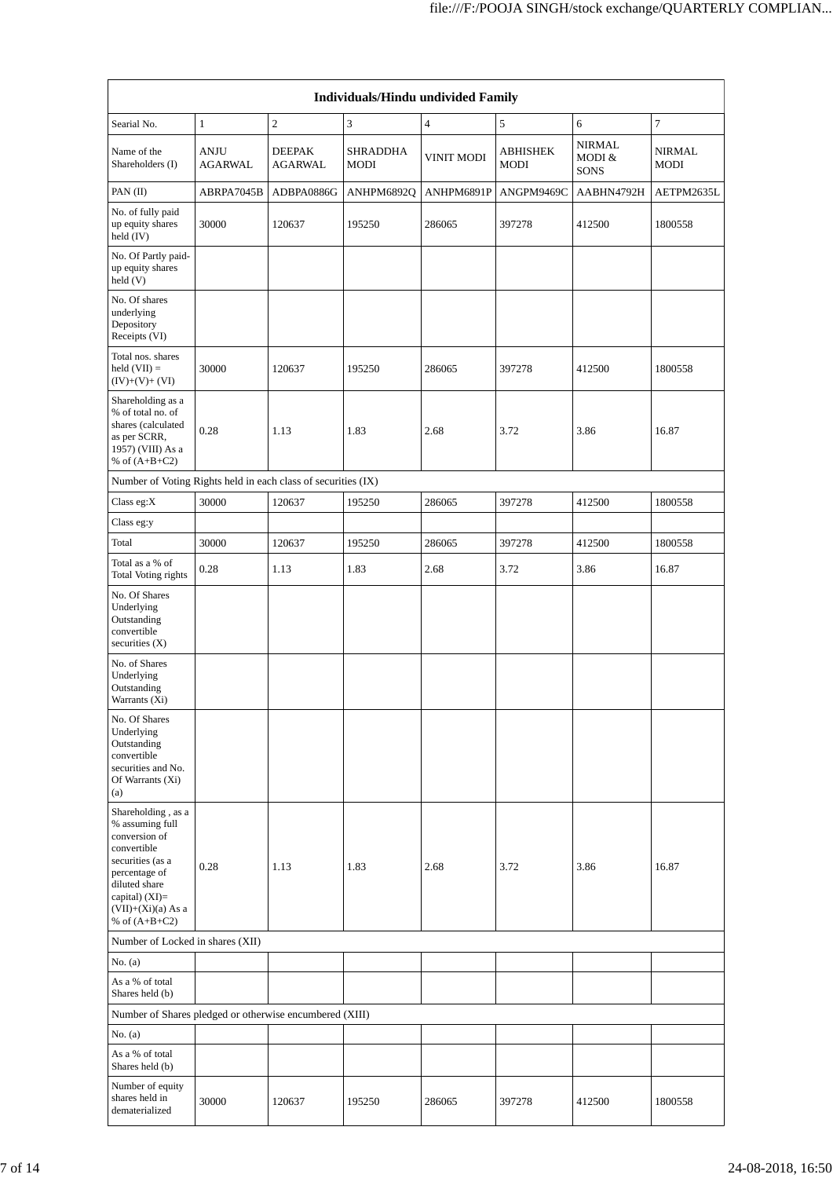| Individuals/Hindu undivided Family | | | | | | | |
|---|---|---|---|---|---|---|---|
| Searial No. | 1 | 2 | 3 | 4 | 5 | 6 | 7 |
| Name of the Shareholders (I) | ANJU AGARWAL | DEEPAK AGARWAL | SHRADDHA MODI | VINIT MODI | ABHISHEK MODI | NIRMAL MODI & SONS | NIRMAL MODI |
| PAN (II) | ABRPA7045B | ADBPA0886G | ANHPM6892Q | ANHPM6891P | ANGPM9469C | AABHN4792H | AETPM2635L |
| No. of fully paid up equity shares held (IV) | 30000 | 120637 | 195250 | 286065 | 397278 | 412500 | 1800558 |
| No. Of Partly paid-up equity shares held (V) | | | | | | | |
| No. Of shares underlying Depository Receipts (VI) | | | | | | | |
| Total nos. shares held (VII) = (IV)+(V)+ (VI) | 30000 | 120637 | 195250 | 286065 | 397278 | 412500 | 1800558 |
| Shareholding as a % of total no. of shares (calculated as per SCRR, 1957) (VIII) As a % of (A+B+C2) | 0.28 | 1.13 | 1.83 | 2.68 | 3.72 | 3.86 | 16.87 |
| Number of Voting Rights held in each class of securities (IX) | | | | | | | |
| Class eg:X | 30000 | 120637 | 195250 | 286065 | 397278 | 412500 | 1800558 |
| Class eg:y | | | | | | | |
| Total | 30000 | 120637 | 195250 | 286065 | 397278 | 412500 | 1800558 |
| Total as a % of Total Voting rights | 0.28 | 1.13 | 1.83 | 2.68 | 3.72 | 3.86 | 16.87 |
| No. Of Shares Underlying Outstanding convertible securities (X) | | | | | | | |
| No. of Shares Underlying Outstanding Warrants (Xi) | | | | | | | |
| No. Of Shares Underlying Outstanding convertible securities and No. Of Warrants (Xi) (a) | | | | | | | |
| Shareholding , as a % assuming full conversion of convertible securities (as a percentage of diluted share capital) (XI)= (VII)+(Xi)(a) As a % of (A+B+C2) | 0.28 | 1.13 | 1.83 | 2.68 | 3.72 | 3.86 | 16.87 |
| Number of Locked in shares (XII) | | | | | | | |
| No. (a) | | | | | | | |
| As a % of total Shares held (b) | | | | | | | |
| Number of Shares pledged or otherwise encumbered (XIII) | | | | | | | |
| No. (a) | | | | | | | |
| As a % of total Shares held (b) | | | | | | | |
| Number of equity shares held in dematerialized | 30000 | 120637 | 195250 | 286065 | 397278 | 412500 | 1800558 |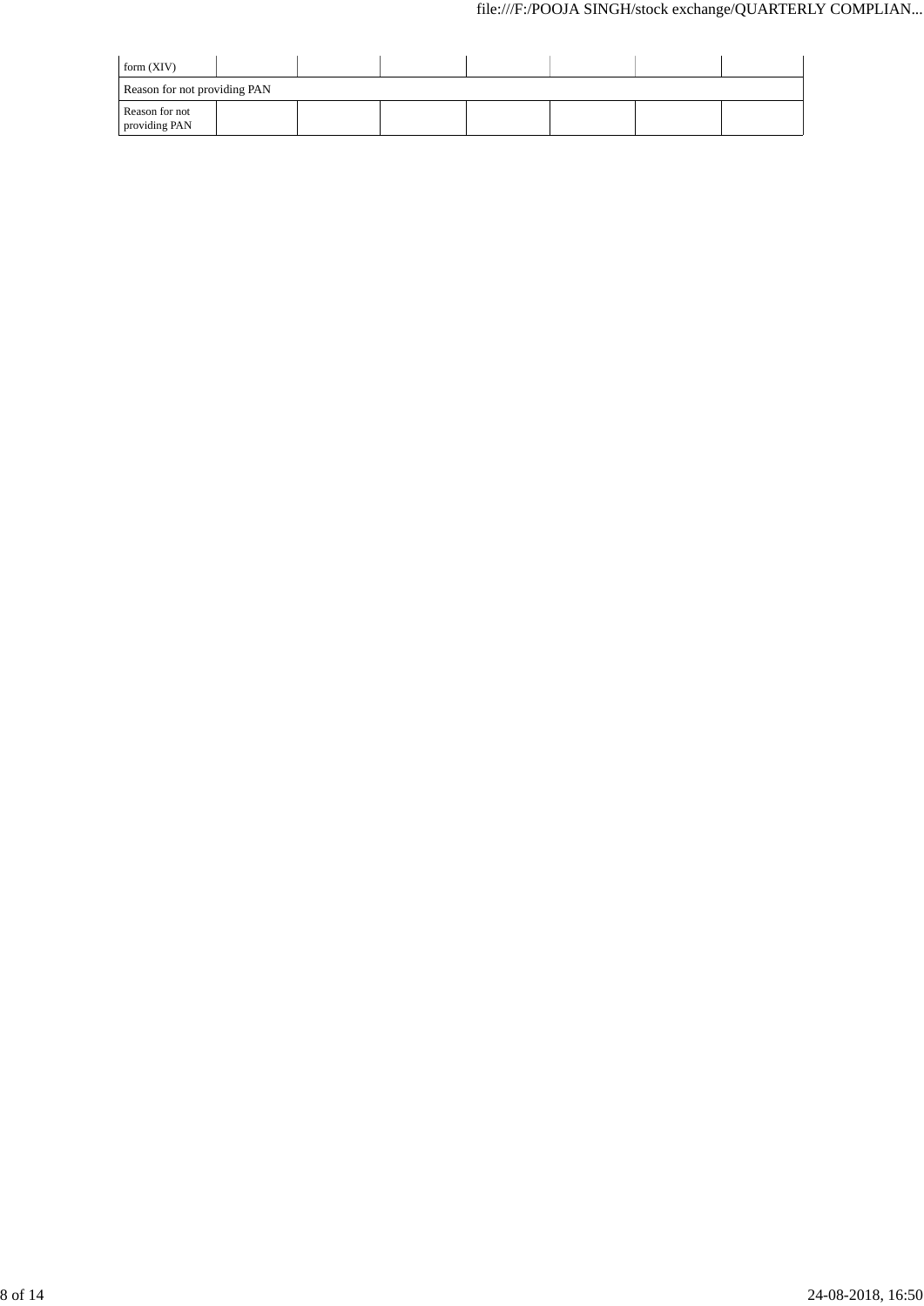| form (XIV) | | | | | | | |
|---|---|---|---|---|---|---|---|
| Reason for not providing PAN | | | | | | | |
| Reason for not providing PAN | | | | | | | |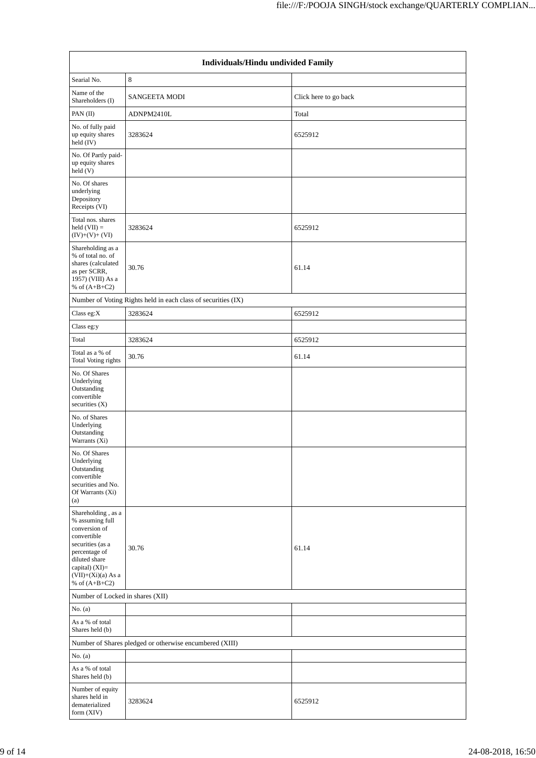| Individuals/Hindu undivided Family | | |
|---|---|---|
| Searial No. | 8 | |
| Name of the Shareholders (I) | SANGEETA MODI | Click here to go back |
| PAN (II) | ADNPM2410L | Total |
| No. of fully paid up equity shares held (IV) | 3283624 | 6525912 |
| No. Of Partly paid-up equity shares held (V) | | |
| No. Of shares underlying Depository Receipts (VI) | | |
| Total nos. shares held (VII) = (IV)+(V)+ (VI) | 3283624 | 6525912 |
| Shareholding as a % of total no. of shares (calculated as per SCRR, 1957) (VIII) As a % of (A+B+C2) | 30.76 | 61.14 |
| Number of Voting Rights held in each class of securities (IX) | | |
| Class eg:X | 3283624 | 6525912 |
| Class eg:y | | |
| Total | 3283624 | 6525912 |
| Total as a % of Total Voting rights | 30.76 | 61.14 |
| No. Of Shares Underlying Outstanding convertible securities (X) | | |
| No. of Shares Underlying Outstanding Warrants (Xi) | | |
| No. Of Shares Underlying Outstanding convertible securities and No. Of Warrants (Xi) (a) | | |
| Shareholding , as a % assuming full conversion of convertible securities (as a percentage of diluted share capital) (XI)= (VII)+(Xi)(a) As a % of (A+B+C2) | 30.76 | 61.14 |
| Number of Locked in shares (XII) | | |
| No. (a) | | |
| As a % of total Shares held (b) | | |
| Number of Shares pledged or otherwise encumbered (XIII) | | |
| No. (a) | | |
| As a % of total Shares held (b) | | |
| Number of equity shares held in dematerialized form (XIV) | 3283624 | 6525912 |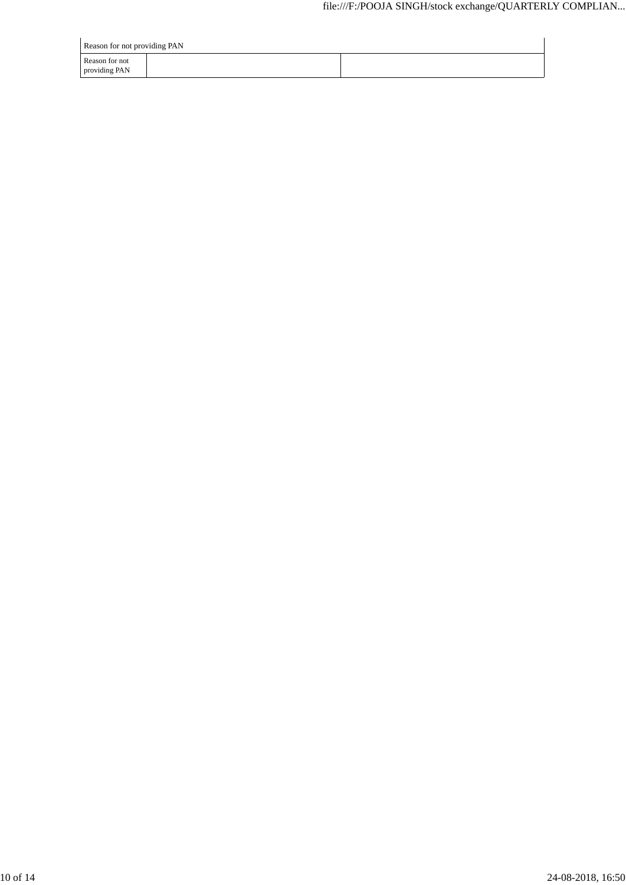| Reason for not providing PAN | | |
|---|---|---|
| Reason for not providing PAN | | |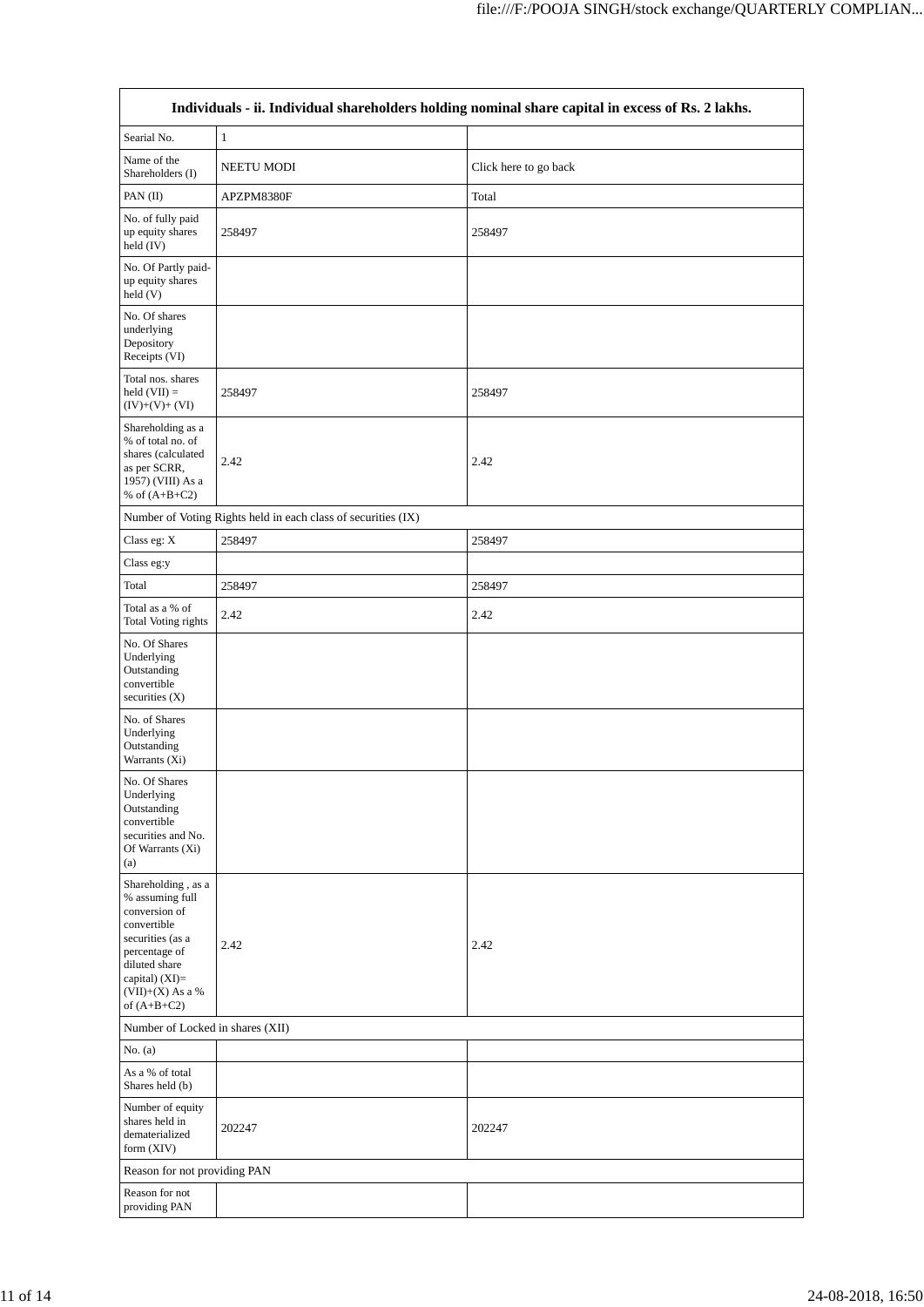| Individuals - ii. Individual shareholders holding nominal share capital in excess of Rs. 2 lakhs. | | |
|---|---|---|
| Searial No. | 1 | |
| Name of the Shareholders (I) | NEETU MODI | Click here to go back |
| PAN (II) | APZPM8380F | Total |
| No. of fully paid up equity shares held (IV) | 258497 | 258497 |
| No. Of Partly paid-up equity shares held (V) | | |
| No. Of shares underlying Depository Receipts (VI) | | |
| Total nos. shares held (VII) = (IV)+(V)+ (VI) | 258497 | 258497 |
| Shareholding as a % of total no. of shares (calculated as per SCRR, 1957) (VIII) As a % of (A+B+C2) | 2.42 | 2.42 |
| Number of Voting Rights held in each class of securities (IX) | | |
| Class eg: X | 258497 | 258497 |
| Class eg:y | | |
| Total | 258497 | 258497 |
| Total as a % of Total Voting rights | 2.42 | 2.42 |
| No. Of Shares Underlying Outstanding convertible securities (X) | | |
| No. of Shares Underlying Outstanding Warrants (Xi) | | |
| No. Of Shares Underlying Outstanding convertible securities and No. Of Warrants (Xi) (a) | | |
| Shareholding , as a % assuming full conversion of convertible securities (as a percentage of diluted share capital) (XI)= (VII)+(X) As a % of (A+B+C2) | 2.42 | 2.42 |
| Number of Locked in shares (XII) | | |
| No. (a) | | |
| As a % of total Shares held (b) | | |
| Number of equity shares held in dematerialized form (XIV) | 202247 | 202247 |
| Reason for not providing PAN | | |
| Reason for not providing PAN | | |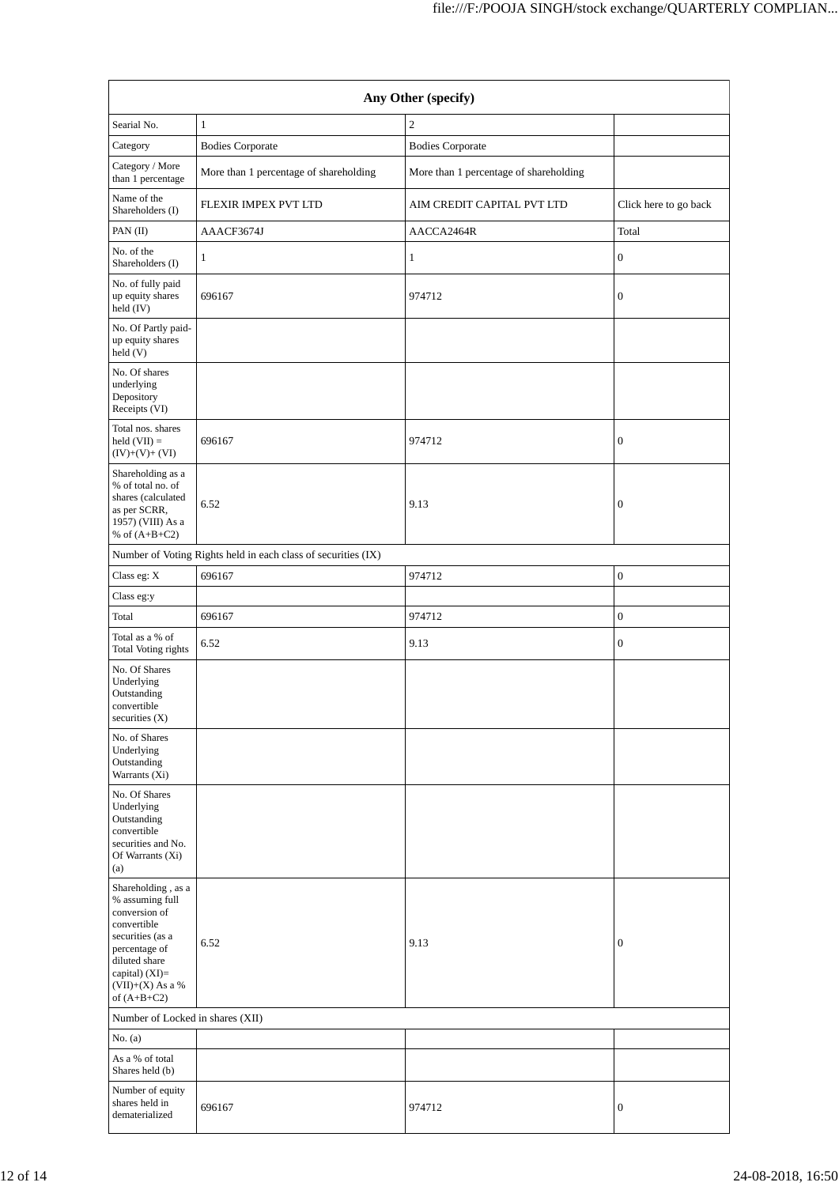| Any Other (specify) | | | |
|---|---|---|---|
| Searial No. | 1 | 2 | |
| Category | Bodies Corporate | Bodies Corporate | |
| Category / More than 1 percentage | More than 1 percentage of shareholding | More than 1 percentage of shareholding | |
| Name of the Shareholders (I) | FLEXIR IMPEX PVT LTD | AIM CREDIT CAPITAL PVT LTD | Click here to go back |
| PAN (II) | AAACF3674J | AACCA2464R | Total |
| No. of the Shareholders (I) | 1 | 1 | 0 |
| No. of fully paid up equity shares held (IV) | 696167 | 974712 | 0 |
| No. Of Partly paid-up equity shares held (V) | | | |
| No. Of shares underlying Depository Receipts (VI) | | | |
| Total nos. shares held (VII) = (IV)+(V)+ (VI) | 696167 | 974712 | 0 |
| Shareholding as a % of total no. of shares (calculated as per SCRR, 1957) (VIII) As a % of (A+B+C2) | 6.52 | 9.13 | 0 |
| Number of Voting Rights held in each class of securities (IX) | | | |
| Class eg: X | 696167 | 974712 | 0 |
| Class eg:y | | | |
| Total | 696167 | 974712 | 0 |
| Total as a % of Total Voting rights | 6.52 | 9.13 | 0 |
| No. Of Shares Underlying Outstanding convertible securities (X) | | | |
| No. of Shares Underlying Outstanding Warrants (Xi) | | | |
| No. Of Shares Underlying Outstanding convertible securities and No. Of Warrants (Xi) (a) | | | |
| Shareholding , as a % assuming full conversion of convertible securities (as a percentage of diluted share capital) (XI)= (VII)+(X) As a % of (A+B+C2) | 6.52 | 9.13 | 0 |
| Number of Locked in shares (XII) | | | |
| No. (a) | | | |
| As a % of total Shares held (b) | | | |
| Number of equity shares held in dematerialized | 696167 | 974712 | 0 |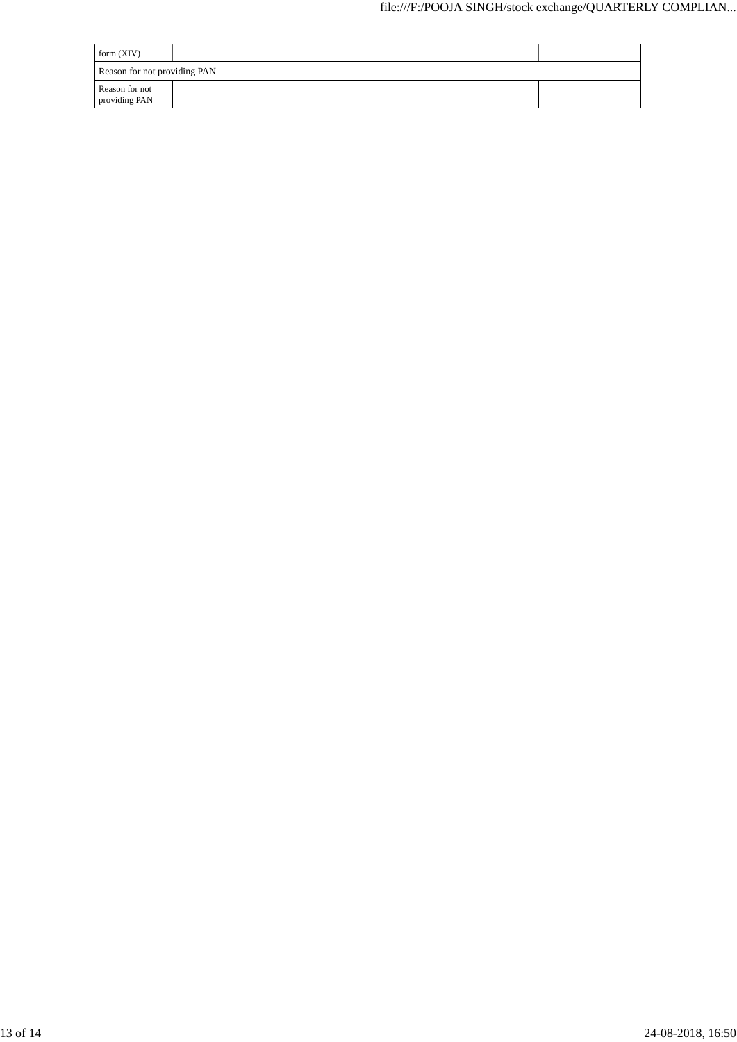| form (XIV) | | | |
|---|---|---|---|
| Reason for not providing PAN | | | |
| Reason for not providing PAN | | | |